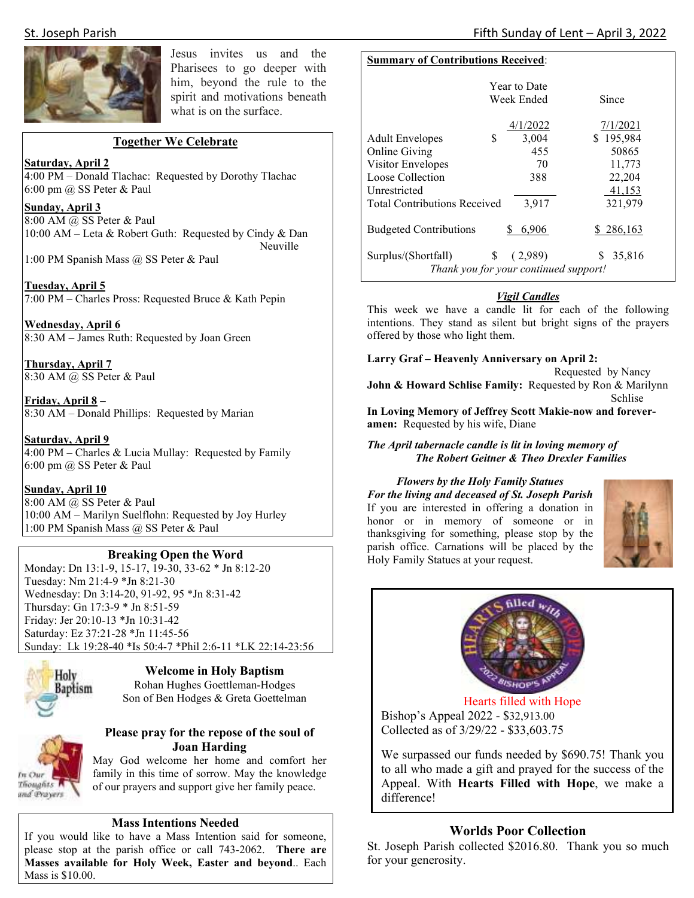Jesus invites us and the Pharisees to go deeper with him, beyond the rule to the spirit and motivations beneath what is on the surface.

## Together We Celebrate

**Saturday, April 2**
4:00 PM – Donald Tlachac: Requested by Dorothy Tlachac
6:00 pm @ SS Peter & Paul

**Sunday, April 3**
8:00 AM @ SS Peter & Paul
10:00 AM – Leta & Robert Guth: Requested by Cindy & Dan Neuville
1:00 PM Spanish Mass @ SS Peter & Paul

**Tuesday, April 5**
7:00 PM – Charles Pross: Requested Bruce & Kath Pepin

**Wednesday, April 6**
8:30 AM – James Ruth: Requested by Joan Green

**Thursday, April 7**
8:30 AM @ SS Peter & Paul

**Friday, April 8 –**
8:30 AM – Donald Phillips: Requested by Marian

**Saturday, April 9**
4:00 PM – Charles & Lucia Mullay: Requested by Family
6:00 pm @ SS Peter & Paul

**Sunday, April 10**
8:00 AM @ SS Peter & Paul
10:00 AM – Marilyn Suelflohn: Requested by Joy Hurley
1:00 PM Spanish Mass @ SS Peter & Paul

## Breaking Open the Word

Monday: Dn 13:1-9, 15-17, 19-30, 33-62 * Jn 8:12-20
Tuesday: Nm 21:4-9 *Jn 8:21-30
Wednesday: Dn 3:14-20, 91-92, 95 *Jn 8:31-42
Thursday: Gn 17:3-9 * Jn 8:51-59
Friday: Jer 20:10-13 *Jn 10:31-42
Saturday: Ez 37:21-28 *Jn 11:45-56
Sunday: Lk 19:28-40 *Is 50:4-7 *Phil 2:6-11 *LK 22:14-23:56

## Welcome in Holy Baptism

Rohan Hughes Goettleman-Hodges
Son of Ben Hodges & Greta Goettelman

## Please pray for the repose of the soul of Joan Harding

May God welcome her home and comfort her family in this time of sorrow. May the knowledge of our prayers and support give her family peace.

## Mass Intentions Needed

If you would like to have a Mass Intention said for someone, please stop at the parish office or call 743-2062. **There are Masses available for Holy Week, Easter and beyond**.. Each Mass is $10.00.

## Summary of Contributions Received:

| | Year to Date Week Ended | Since |
|---|---|---|
| | 4/1/2022 | 7/1/2021 |
| Adult Envelopes | $ 3,004 | $ 195,984 |
| Online Giving | 455 | 50865 |
| Visitor Envelopes | 70 | 11,773 |
| Loose Collection | 388 | 22,204 |
| Unrestricted | | 41,153 |
| Total Contributions Received | 3,917 | 321,979 |
| Budgeted Contributions | $ 6,906 | $ 286,163 |
| Surplus/(Shortfall) | $ ( 2,989) | $ 35,816 |

*Thank you for your continued support!*

## *Vigil Candles*

This week we have a candle lit for each of the following intentions. They stand as silent but bright signs of the prayers offered by those who light them.

**Larry Graf – Heavenly Anniversary on April 2:** Requested by Nancy
**John & Howard Schlise Family:** Requested by Ron & Marilynn Schlise
**In Loving Memory of Jeffrey Scott Makie-now and forever-amen:** Requested by his wife, Diane

***The April tabernacle candle is lit in loving memory of The Robert Geitner & Theo Drexler Families***

***Flowers by the Holy Family Statues***
***For the living and deceased of St. Joseph Parish***
If you are interested in offering a donation in honor or in memory of someone or in thanksgiving for something, please stop by the parish office. Carnations will be placed by the Holy Family Statues at your request.

Hearts filled with Hope
Bishop's Appeal 2022 - $32,913.00
Collected as of 3/29/22 - $33,603.75

We surpassed our funds needed by $690.75! Thank you to all who made a gift and prayed for the success of the Appeal. With **Hearts Filled with Hope**, we make a difference!

## Worlds Poor Collection

St. Joseph Parish collected $2016.80. Thank you so much for your generosity.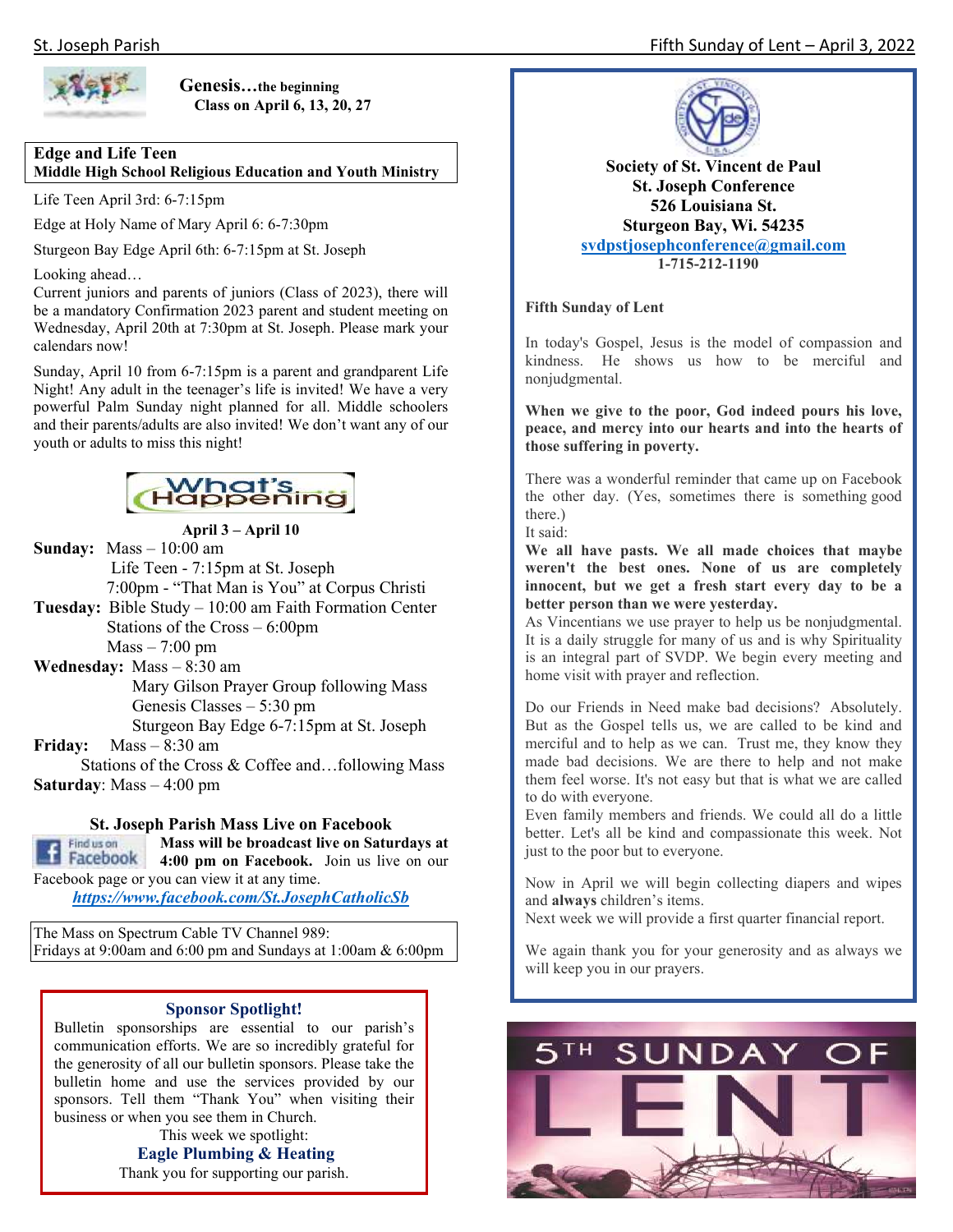**Genesis…the beginning**
**Class on April 6, 13, 20, 27**

## Edge and Life Teen
**Middle High School Religious Education and Youth Ministry**

Life Teen April 3rd: 6-7:15pm

Edge at Holy Name of Mary April 6: 6-7:30pm

Sturgeon Bay Edge April 6th: 6-7:15pm at St. Joseph

Looking ahead…
Current juniors and parents of juniors (Class of 2023), there will be a mandatory Confirmation 2023 parent and student meeting on Wednesday, April 20th at 7:30pm at St. Joseph. Please mark your calendars now!

Sunday, April 10 from 6-7:15pm is a parent and grandparent Life Night! Any adult in the teenager's life is invited! We have a very powerful Palm Sunday night planned for all. Middle schoolers and their parents/adults are also invited! We don't want any of our youth or adults to miss this night!

## What's Happening

**April 3 – April 10**

**Sunday:** Mass – 10:00 am
Life Teen - 7:15pm at St. Joseph
7:00pm - "That Man is You" at Corpus Christi

**Tuesday:** Bible Study – 10:00 am Faith Formation Center
Stations of the Cross – 6:00pm
Mass – 7:00 pm

**Wednesday:** Mass – 8:30 am
Mary Gilson Prayer Group following Mass
Genesis Classes – 5:30 pm
Sturgeon Bay Edge 6-7:15pm at St. Joseph

**Friday:** Mass – 8:30 am
Stations of the Cross & Coffee and…following Mass

**Saturday**: Mass – 4:00 pm

## St. Joseph Parish Mass Live on Facebook

**Mass will be broadcast live on Saturdays at 4:00 pm on Facebook.** Join us live on our Facebook page or you can view it at any time.
***https://www.facebook.com/St.JosephCatholicSb***

The Mass on Spectrum Cable TV Channel 989:
Fridays at 9:00am and 6:00 pm and Sundays at 1:00am & 6:00pm

## Sponsor Spotlight!

Bulletin sponsorships are essential to our parish's communication efforts. We are so incredibly grateful for the generosity of all our bulletin sponsors. Please take the bulletin home and use the services provided by our sponsors. Tell them "Thank You" when visiting their business or when you see them in Church.

This week we spotlight:

**Eagle Plumbing & Heating**

Thank you for supporting our parish.

---

**Society of St. Vincent de Paul**
**St. Joseph Conference**
**526 Louisiana St.**
**Sturgeon Bay, Wi. 54235**
**svdpstjosephconference@gmail.com**
**1-715-212-1190**

**Fifth Sunday of Lent**

In today's Gospel, Jesus is the model of compassion and kindness. He shows us how to be merciful and nonjudgmental.

**When we give to the poor, God indeed pours his love, peace, and mercy into our hearts and into the hearts of those suffering in poverty.**

There was a wonderful reminder that came up on Facebook the other day. (Yes, sometimes there is something good there.)
It said:
**We all have pasts. We all made choices that maybe weren't the best ones. None of us are completely innocent, but we get a fresh start every day to be a better person than we were yesterday.**
As Vincentians we use prayer to help us be nonjudgmental. It is a daily struggle for many of us and is why Spirituality is an integral part of SVDP. We begin every meeting and home visit with prayer and reflection.

Do our Friends in Need make bad decisions? Absolutely. But as the Gospel tells us, we are called to be kind and merciful and to help as we can. Trust me, they know they made bad decisions. We are there to help and not make them feel worse. It's not easy but that is what we are called to do with everyone.
Even family members and friends. We could all do a little better. Let's all be kind and compassionate this week. Not just to the poor but to everyone.

Now in April we will begin collecting diapers and wipes and **always** children's items.
Next week we will provide a first quarter financial report.

We again thank you for your generosity and as always we will keep you in our prayers.

5TH SUNDAY OF LENT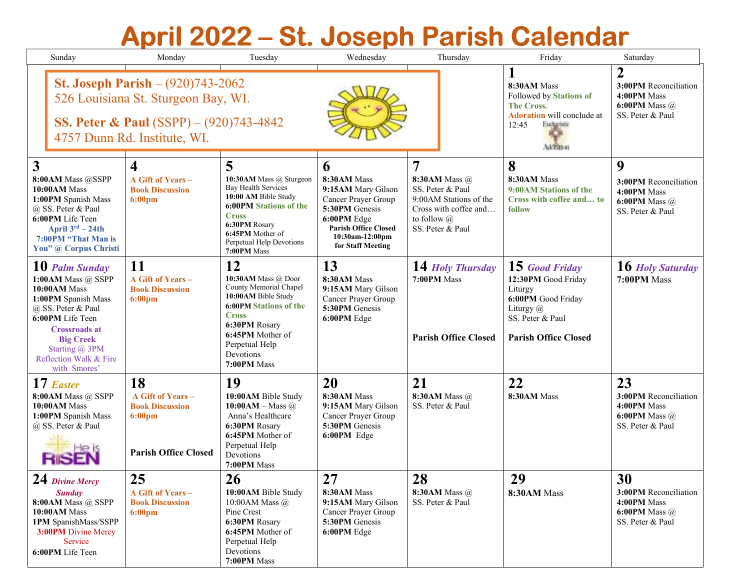# April 2022 – St. Joseph Parish Calendar

**St. Joseph Parish** – (920)743-2062
526 Louisiana St. Sturgeon Bay, WI.

**SS. Peter & Paul** (SSPP) – (920)743-4842
4757 Dunn Rd. Institute, WI.

| Sunday | Monday | Tuesday | Wednesday | Thursday | Friday | Saturday |
|---|---|---|---|---|---|---|
| | | | | | **1**<br>**8:30AM** Mass<br>Followed by **Stations of The Cross.**<br>**Adoration** will conclude at 12:45 | **2**<br>**3:00PM** Reconciliation<br>**4:00PM** Mass<br>**6:00PM** Mass @ SS. Peter & Paul |
| **3**<br>**8:00AM** Mass @SSPP<br>**10:00AM** Mass<br>**1:00PM** Spanish Mass @ SS. Peter & Paul<br>**6:00PM** Life Teen<br>**April 3rd – 24th 7:00PM "That Man is You" @ Corpus Christi** | **4**<br>**A Gift of Years – Book Discussion 6:00pm** | **5**<br>**10:30AM** Mass @ Sturgeon Bay Health Services<br>**10:00 AM** Bible Study<br>**6:00PM Stations of the Cross**<br>**6:30PM** Rosary<br>**6:45PM** Mother of Perpetual Help Devotions<br>**7:00PM** Mass | **6**<br>**8:30AM** Mass<br>**9:15AM** Mary Gilson Cancer Prayer Group<br>**5:30PM** Genesis<br>**6:00PM** Edge<br>**Parish Office Closed 10:30am-12:00pm for Staff Meeting** | **7**<br>**8:30AM** Mass @ SS. Peter & Paul<br>9:00AM Stations of the Cross with coffee and… to follow @ SS. Peter & Paul | **8**<br>**8:30AM** Mass<br>**9:00AM Stations of the Cross with coffee and… to follow** | **9**<br>**3:00PM** Reconciliation<br>**4:00PM** Mass<br>**6:00PM** Mass @ SS. Peter & Paul |
| **10** ***Palm Sunday***<br>**1:00AM** Mass @ SSPP<br>**10:00AM** Mass<br>**1:00PM** Spanish Mass @ SS. Peter & Paul<br>**6:00PM** Life Teen<br>**Crossroads at Big Creek**<br>Starting @ 3PM Reflection Walk & Fire with Smores' | **11**<br>**A Gift of Years – Book Discussion 6:00pm** | **12**<br>**10:30AM** Mass @ Door County Memorial Chapel<br>**10:00AM** Bible Study<br>**6:00PM Stations of the Cross**<br>**6:30PM** Rosary<br>**6:45PM** Mother of Perpetual Help Devotions<br>**7:00PM** Mass | **13**<br>**8:30AM** Mass<br>**9:15AM** Mary Gilson Cancer Prayer Group<br>**5:30PM** Genesis<br>**6:00PM** Edge | **14** ***Holy Thursday***<br>**7:00PM** Mass<br>**Parish Office Closed** | **15** ***Good Friday***<br>**12:30PM** Good Friday Liturgy<br>**6:00PM** Good Friday Liturgy @ SS. Peter & Paul<br>**Parish Office Closed** | **16** ***Holy Saturday***<br>**7:00PM** Mass |
| **17** ***Easter***<br>**8:00AM** Mass @ SSPP<br>**10:00AM** Mass<br>**1:00PM** Spanish Mass @ SS. Peter & Paul | **18**<br>**A Gift of Years – Book Discussion 6:00pm**<br>**Parish Office Closed** | **19**<br>**10:00AM** Bible Study<br>**10:00AM** – Mass @ Anna's Healthcare<br>**6:30PM** Rosary<br>**6:45PM** Mother of Perpetual Help Devotions<br>**7:00PM** Mass | **20**<br>**8:30AM** Mass<br>**9:15AM** Mary Gilson Cancer Prayer Group<br>**5:30PM** Genesis<br>**6:00PM** Edge | **21**<br>**8:30AM** Mass @ SS. Peter & Paul | **22**<br>**8:30AM** Mass | **23**<br>**3:00PM** Reconciliation<br>**4:00PM** Mass<br>**6:00PM** Mass @ SS. Peter & Paul |
| **24** ***Divine Mercy Sunday***<br>**8:00AM** Mass @ SSPP<br>**10:00AM** Mass<br>**1PM** SpanishMass/SSPP<br>**3:00PM** Divine Mercy Service<br>**6:00PM** Life Teen | **25**<br>**A Gift of Years – Book Discussion 6:00pm** | **26**<br>**10:00AM** Bible Study<br>10:00AM Mass @ Pine Crest<br>**6:30PM** Rosary<br>**6:45PM** Mother of Perpetual Help Devotions<br>**7:00PM** Mass | **27**<br>**8:30AM** Mass<br>**9:15AM** Mary Gilson Cancer Prayer Group<br>**5:30PM** Genesis<br>**6:00PM** Edge | **28**<br>**8:30AM** Mass @ SS. Peter & Paul | **29**<br>**8:30AM** Mass | **30**<br>**3:00PM** Reconciliation<br>**4:00PM** Mass<br>**6:00PM** Mass @ SS. Peter & Paul |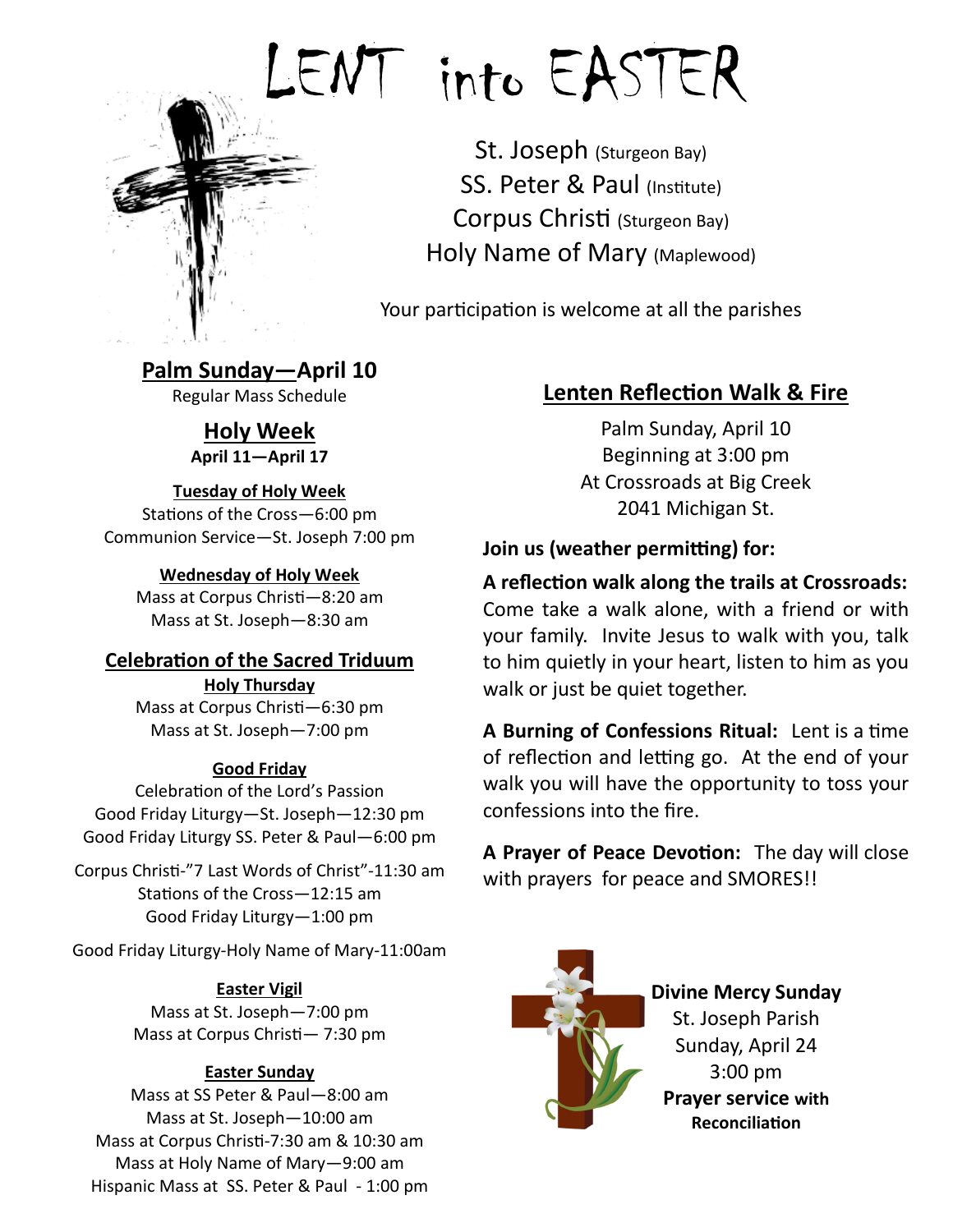# LENT into EASTER

St. Joseph (Sturgeon Bay)
SS. Peter & Paul (Institute)
Corpus Christi (Sturgeon Bay)
Holy Name of Mary (Maplewood)

Your participation is welcome at all the parishes

## Palm Sunday—April 10

Regular Mass Schedule

## Holy Week

**April 11—April 17**

**Tuesday of Holy Week**

Stations of the Cross—6:00 pm
Communion Service—St. Joseph 7:00 pm

**Wednesday of Holy Week**

Mass at Corpus Christi—8:20 am
Mass at St. Joseph—8:30 am

## Celebration of the Sacred Triduum

**Holy Thursday**

Mass at Corpus Christi—6:30 pm
Mass at St. Joseph—7:00 pm

**Good Friday**

Celebration of the Lord's Passion
Good Friday Liturgy—St. Joseph—12:30 pm
Good Friday Liturgy SS. Peter & Paul—6:00 pm

Corpus Christi-"7 Last Words of Christ"-11:30 am
Stations of the Cross—12:15 am
Good Friday Liturgy—1:00 pm

Good Friday Liturgy-Holy Name of Mary-11:00am

**Easter Vigil**

Mass at St. Joseph—7:00 pm
Mass at Corpus Christi— 7:30 pm

**Easter Sunday**

Mass at SS Peter & Paul—8:00 am
Mass at St. Joseph—10:00 am
Mass at Corpus Christi-7:30 am & 10:30 am
Mass at Holy Name of Mary—9:00 am
Hispanic Mass at SS. Peter & Paul - 1:00 pm

## Lenten Reflection Walk & Fire

Palm Sunday, April 10
Beginning at 3:00 pm
At Crossroads at Big Creek
2041 Michigan St.

**Join us (weather permitting) for:**

**A reflection walk along the trails at Crossroads:** Come take a walk alone, with a friend or with your family. Invite Jesus to walk with you, talk to him quietly in your heart, listen to him as you walk or just be quiet together.

**A Burning of Confessions Ritual:** Lent is a time of reflection and letting go. At the end of your walk you will have the opportunity to toss your confessions into the fire.

**A Prayer of Peace Devotion:** The day will close with prayers for peace and SMORES!!

**Divine Mercy Sunday**
St. Joseph Parish
Sunday, April 24
3:00 pm
**Prayer service with Reconciliation**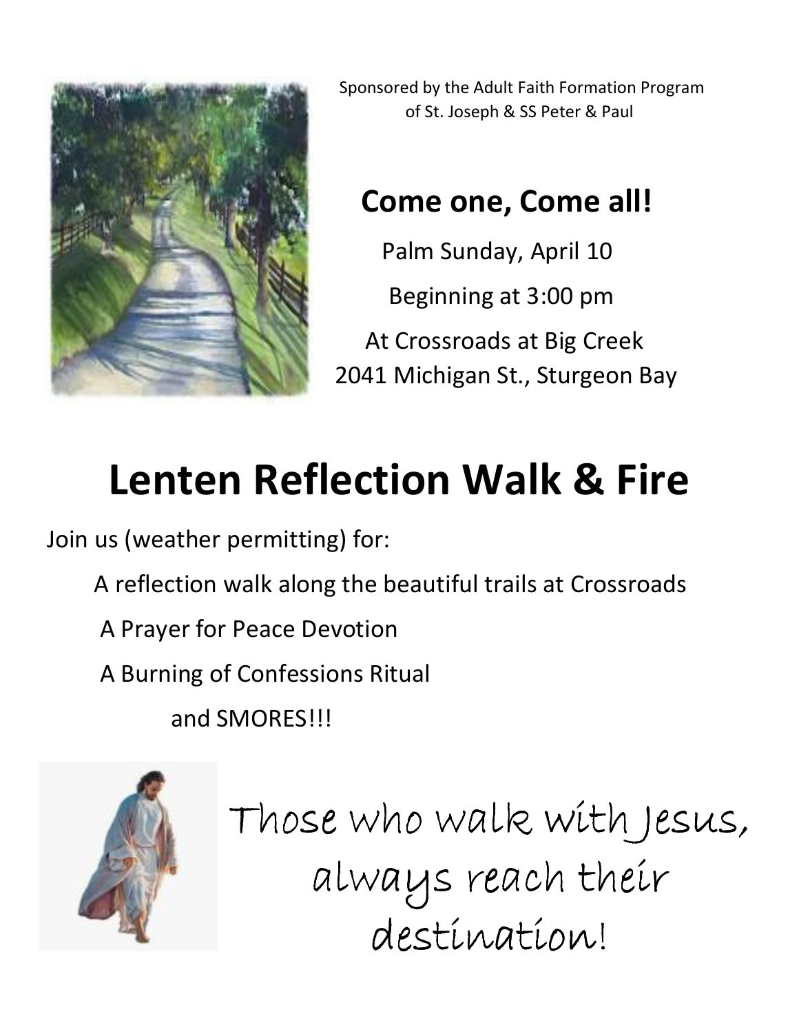Sponsored by the Adult Faith Formation Program of St. Joseph & SS Peter & Paul

**Come one, Come all!**

Palm Sunday, April 10

Beginning at 3:00 pm

At Crossroads at Big Creek
2041 Michigan St., Sturgeon Bay

# Lenten Reflection Walk & Fire

Join us (weather permitting) for:

- A reflection walk along the beautiful trails at Crossroads
- A Prayer for Peace Devotion
- A Burning of Confessions Ritual
- and SMORES!!!

*Those who walk with Jesus, always reach their destination!*